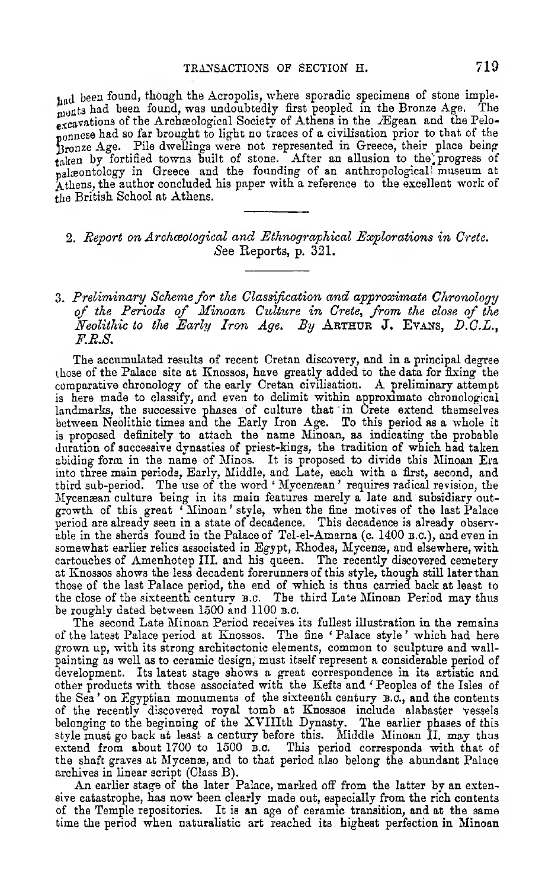had been found, though the Acropolis, where sporadic specimens of stone implements had been found, was undoubtedly first peopled in the Bronze Age. The excavations of the Archæological Society of Athens in the Ægean and the Peloponnese had so far brought to light no traces of a civilisation prior to that of the Bronze Age. Pile dwellings were not represented in Greece, their place being taken by fortified towns built of stone. After an allusion to the progress of palæontology in Greece and the founding of an anthropological museum at Athens, the author concluded his paper with a reference to the excellent work of the British School at Athens.

---

2. *Report on Archæological and Ethnographical Explorations in Crete.* *See* Reports, p. 321.

---

3. *Preliminary Scheme for the Classification and approximate Chronology of the Periods of Minoan Culture in Crete, from the close of the Neolithic to the Early Iron Age. By* ARTHUR J. EVANS, *D.C.L., F.R.S.*

The accumulated results of recent Cretan discovery, and in a principal degree those of the Palace site at Knossos, have greatly added to the data for fixing the comparative chronology of the early Cretan civilisation. A preliminary attempt is here made to classify, and even to delimit within approximate chronological landmarks, the successive phases of culture that in Crete extend themselves between Neolithic times and the Early Iron Age. To this period as a whole it is proposed definitely to attach the name Minoan, as indicating the probable duration of successive dynasties of priest-kings, the tradition of which had taken abiding form in the name of Minos. It is proposed to divide this Minoan Era into three main periods, Early, Middle, and Late, each with a first, second, and third sub-period. The use of the word 'Mycenæan' requires radical revision, the Mycenæan culture being in its main features merely a late and subsidiary outgrowth of this great 'Minoan' style, when the fine motives of the last Palace period are already seen in a state of decadence. This decadence is already observable in the sherds found in the Palace of Tel-el-Amarna (c. 1400 B.C.), and even in somewhat earlier relics associated in Egypt, Rhodes, Mycenæ, and elsewhere, with cartouches of Amenhotep III. and his queen. The recently discovered cemetery at Knossos shows the less decadent forerunners of this style, though still later than those of the last Palace period, the end of which is thus carried back at least to the close of the sixteenth century B.C. The third Late Minoan Period may thus be roughly dated between 1500 and 1100 B.C.

The second Late Minoan Period receives its fullest illustration in the remains of the latest Palace period at Knossos. The fine 'Palace style' which had here grown up, with its strong architectonic elements, common to sculpture and wall-painting as well as to ceramic design, must itself represent a considerable period of development. Its latest stage shows a great correspondence in its artistic and other products with those associated with the Kefts and 'Peoples of the Isles of the Sea' on Egyptian monuments of the sixteenth century B.C., and the contents of the recently discovered royal tomb at Knossos include alabaster vessels belonging to the beginning of the XVIIIth Dynasty. The earlier phases of this style must go back at least a century before this. Middle Minoan II. may thus extend from about 1700 to 1500 B.C. This period corresponds with that of the shaft graves at Mycenæ, and to that period also belong the abundant Palace archives in linear script (Class B).

An earlier stage of the later Palace, marked off from the latter by an extensive catastrophe, has now been clearly made out, especially from the rich contents of the Temple repositories. It is an age of ceramic transition, and at the same time the period when naturalistic art reached its highest perfection in Minoan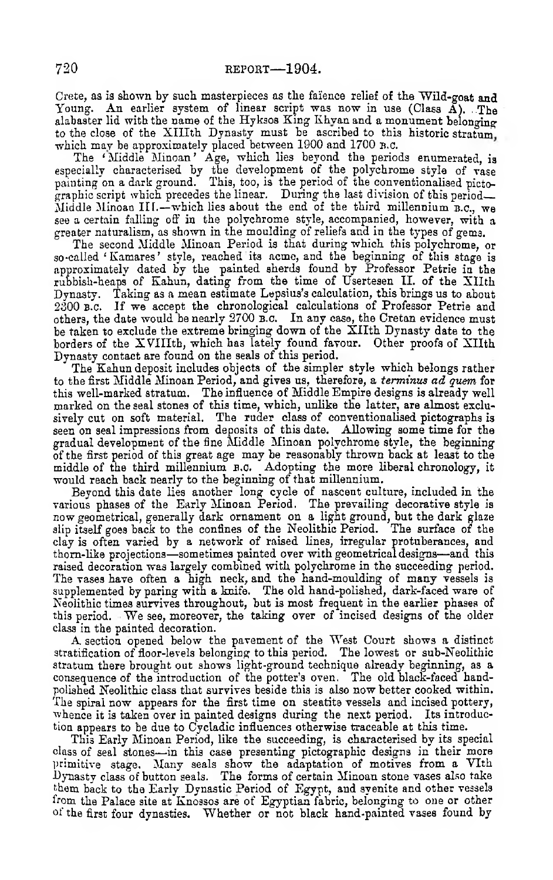Crete, as is shown by such masterpieces as the faïence relief of the Wild-goat and Young. An earlier system of linear script was now in use (Class A). The alabaster lid with the name of the Hyksos King Khyan and a monument belonging to the close of the XIIIth Dynasty must be ascribed to this historic stratum, which may be approximately placed between 1900 and 1700 B.C.

The 'Middle Minoan' Age, which lies beyond the periods enumerated, is especially characterised by the development of the polychrome style of vase painting on a dark ground. This, too, is the period of the conventionalised pictographic script which precedes the linear. During the last division of this period—Middle Minoan III.—which lies about the end of the third millennium B.C., we see a certain falling off in the polychrome style, accompanied, however, with a greater naturalism, as shown in the moulding of reliefs and in the types of gems.

The second Middle Minoan Period is that during which this polychrome, or so-called 'Kamares' style, reached its acme, and the beginning of this stage is approximately dated by the painted sherds found by Professor Petrie in the rubbish-heaps of Kahun, dating from the time of Usertesen II. of the XIIth Dynasty. Taking as a mean estimate Lepsius's calculation, this brings us to about 2300 B.C. If we accept the chronological calculations of Professor Petrie and others, the date would be nearly 2700 B.C. In any case, the Cretan evidence must be taken to exclude the extreme bringing down of the XIIth Dynasty date to the borders of the XVIIIth, which has lately found favour. Other proofs of XIIth Dynasty contact are found on the seals of this period.

The Kahun deposit includes objects of the simpler style which belongs rather to the first Middle Minoan Period, and gives us, therefore, a *terminus ad quem* for this well-marked stratum. The influence of Middle Empire designs is already well marked on the seal stones of this time, which, unlike the latter, are almost exclusively cut on soft material. The ruder class of conventionalised pictographs is seen on seal impressions from deposits of this date. Allowing some time for the gradual development of the fine Middle Minoan polychrome style, the beginning of the first period of this great age may be reasonably thrown back at least to the middle of the third millennium B.C. Adopting the more liberal chronology, it would reach back nearly to the beginning of that millennium.

Beyond this date lies another long cycle of nascent culture, included in the various phases of the Early Minoan Period. The prevailing decorative style is now geometrical, generally dark ornament on a light ground, but the dark glaze slip itself goes back to the confines of the Neolithic Period. The surface of the clay is often varied by a network of raised lines, irregular protuberances, and thorn-like projections—sometimes painted over with geometrical designs—and this raised decoration was largely combined with polychrome in the succeeding period. The vases have often a high neck, and the hand-moulding of many vessels is supplemented by paring with a knife. The old hand-polished, dark-faced ware of Neolithic times survives throughout, but is most frequent in the earlier phases of this period. We see, moreover, the taking over of incised designs of the older class in the painted decoration.

A section opened below the pavement of the West Court shows a distinct stratification of floor-levels belonging to this period. The lowest or sub-Neolithic stratum there brought out shows light-ground technique already beginning, as a consequence of the introduction of the potter's oven. The old black-faced hand-polished Neolithic class that survives beside this is also now better cooked within. The spiral now appears for the first time on steatite vessels and incised pottery, whence it is taken over in painted designs during the next period. Its introduction appears to be due to Cycladic influences otherwise traceable at this time.

This Early Minoan Period, like the succeeding, is characterised by its special class of seal stones—in this case presenting pictographic designs in their more primitive stage. Many seals show the adaptation of motives from a VIth Dynasty class of button seals. The forms of certain Minoan stone vases also take them back to the Early Dynastic Period of Egypt, and syenite and other vessels from the Palace site at Knossos are of Egyptian fabric, belonging to one or other of the first four dynasties. Whether or not black hand-painted vases found by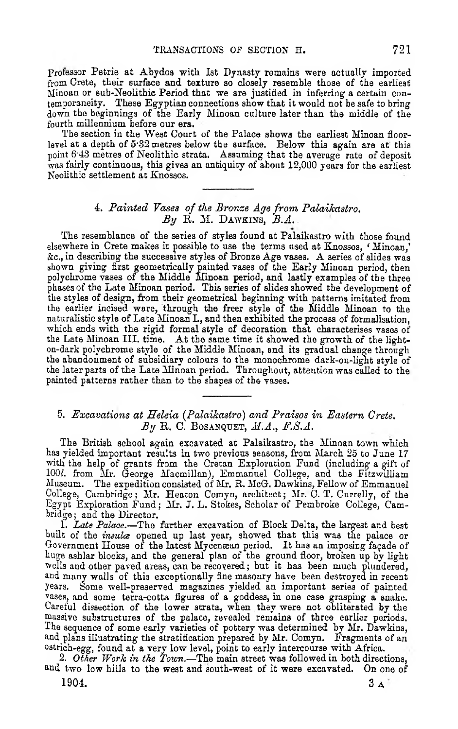Professor Petrie at Abydos with Ist Dynasty remains were actually imported from Crete, their surface and texture so closely resemble those of the earliest Minoan or sub-Neolithic Period that we are justified in inferring a certain contemporaneity. These Egyptian connections show that it would not be safe to bring down the beginnings of the Early Minoan culture later than the middle of the fourth millennium before our era.

The section in the West Court of the Palace shows the earliest Minoan floor-level at a depth of 5·32 metres below the surface. Below this again are at this point 6·43 metres of Neolithic strata. Assuming that the average rate of deposit was fairly continuous, this gives an antiquity of about 12,000 years for the earliest Neolithic settlement at Knossos.

---

### 4. *Painted Vases of the Bronze Age from Palaikastro.* *By* R. M. Dawkins, *B.A.*

The resemblance of the series of styles found at Palaikastro with those found elsewhere in Crete makes it possible to use the terms used at Knossos, 'Minoan,' &c., in describing the successive styles of Bronze Age vases. A series of slides was shown giving first geometrically painted vases of the Early Minoan period, then polychrome vases of the Middle Minoan period, and lastly examples of the three phases of the Late Minoan period. This series of slides showed the development of the styles of design, from their geometrical beginning with patterns imitated from the earlier incised ware, through the freer style of the Middle Minoan to the naturalistic style of Late Minoan I., and then exhibited the process of formalisation, which ends with the rigid formal style of decoration that characterises vases of the Late Minoan III. time. At the same time it showed the growth of the light-on-dark polychrome style of the Middle Minoan, and its gradual change through the abandonment of subsidiary colours to the monochrome dark-on-light style of the later parts of the Late Minoan period. Throughout, attention was called to the painted patterns rather than to the shapes of the vases.

---

### 5. *Excavations at Heleia (Palaikastro) and Praisos in Eastern Crete.* *By* R. C. Bosanquet, *M.A.*, *F.S.A.*

The British school again excavated at Palaikastro, the Minoan town which has yielded important results in two previous seasons, from March 25 to June 17 with the help of grants from the Cretan Exploration Fund (including a gift of 100*l.* from Mr. George Macmillan), Emmanuel College, and the Fitzwilliam Museum. The expedition consisted of Mr. R. McG. Dawkins, Fellow of Emmanuel College, Cambridge; Mr. Heaton Comyn, architect; Mr. C. T. Currelly, of the Egypt Exploration Fund; Mr. J. L. Stokes, Scholar of Pembroke College, Cambridge; and the Director.

1. *Late Palace.*—The further excavation of Block Delta, the largest and best built of the *insulæ* opened up last year, showed that this was the palace or Government House of the latest Mycenæan period. It has an imposing façade of huge ashlar blocks, and the general plan of the ground floor, broken up by light wells and other paved areas, can be recovered; but it has been much plundered, and many walls of this exceptionally fine masonry have been destroyed in recent years. Some well-preserved magazines yielded an important series of painted vases, and some terra-cotta figures of a goddess, in one case grasping a snake. Careful dissection of the lower strata, when they were not obliterated by the massive substructures of the palace, revealed remains of three earlier periods. The sequence of some early varieties of pottery was determined by Mr. Dawkins, and plans illustrating the stratification prepared by Mr. Comyn. Fragments of an ostrich-egg, found at a very low level, point to early intercourse with Africa.

2. *Other Work in the Town.*—The main street was followed in both directions, and two low hills to the west and south-west of it were excavated. On one of